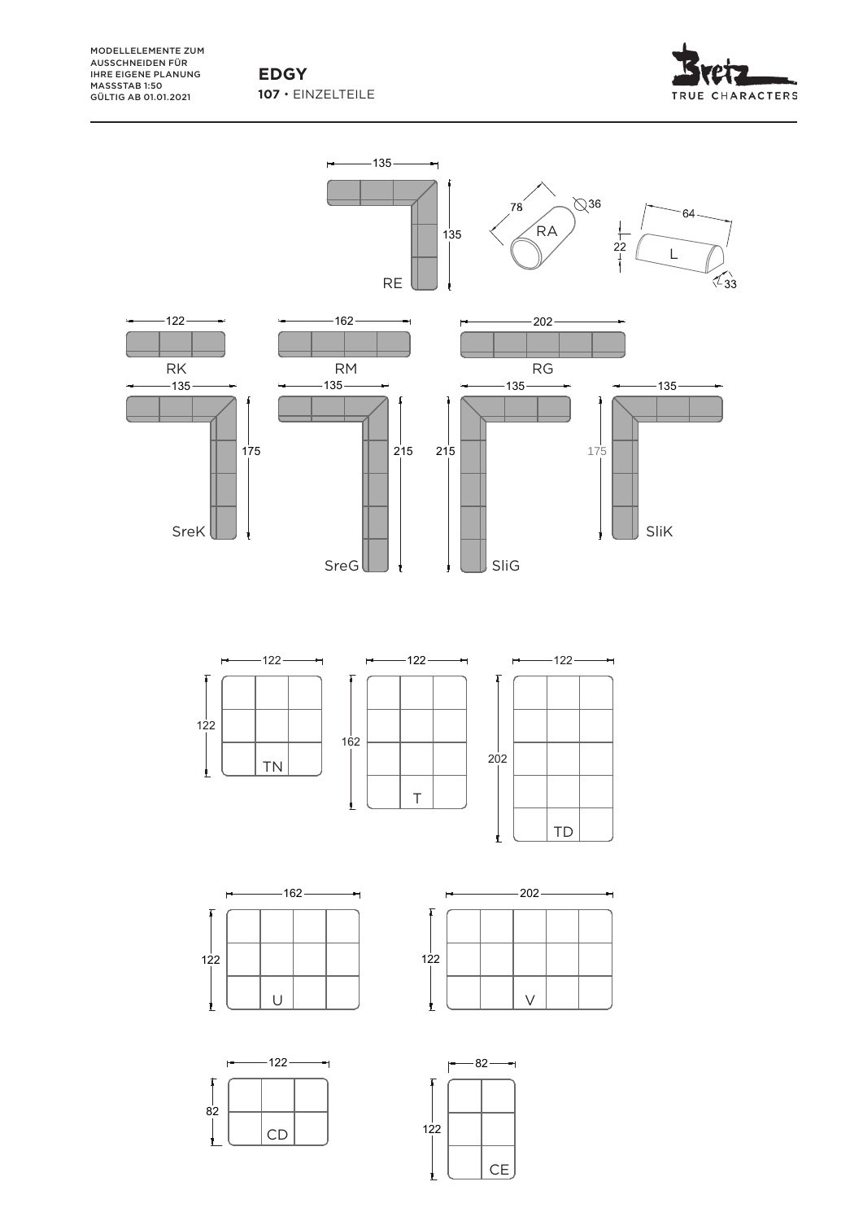MODELLELEMENTE ZUM AUSSCHNEIDEN FÜR IHRE EIGENE PLANUNG
MASSSTAB 1:50
GÜLTIG AB 01.01.2021

# EDGY

**107** • EINZELTEILE

Bretz TRUE CHARACTERS

RE — 135 × 135

RA — 78, ⌀36

L — 64, 22, 33

RK — 122

RM — 162

RG — 202

SreK — 135 × 175

SreG — 135 × 215

SliG — 135 × 215

SliK — 135 × 175

TN — 122 × 122

T — 122 × 162

TD — 122 × 202

U — 162 × 122

V — 202 × 122

CD — 122 × 82

CE — 82 × 122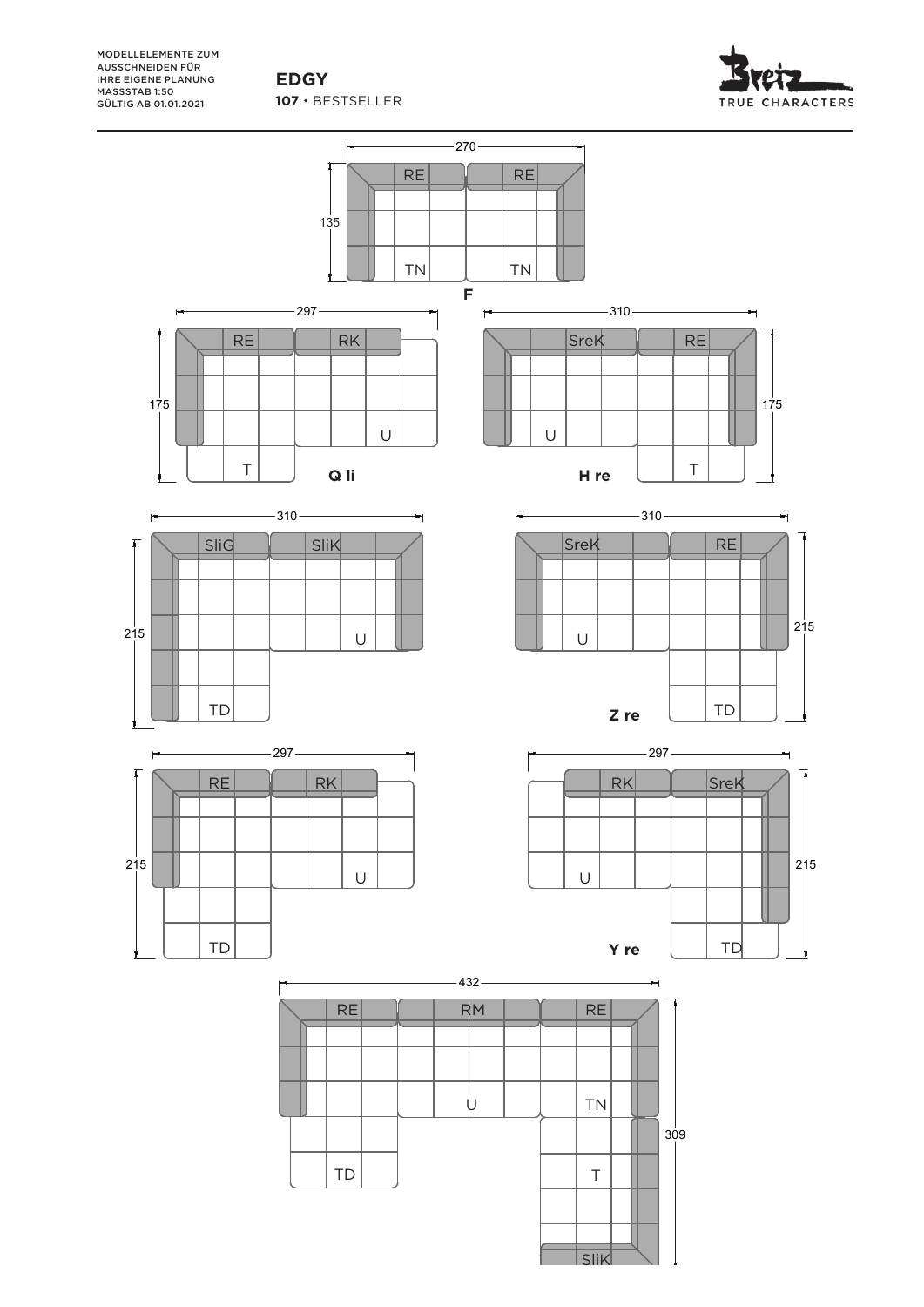MODELLELEMENTE ZUM AUSSCHNEIDEN FÜR IHRE EIGENE PLANUNG
MASSSTAB 1:50
GÜLTIG AB 01.01.2021

**EDGY**

**107** • BESTSELLER

TRUE CHARACTERS

270

135

RE RE

TN TN

**F**

297

175

RE RK

U

T

**Q li**

310

175

SreK RE

U

T

**H re**

310

215

SliG SliK

U

TD

310

215

SreK RE

U

TD

**Z re**

297

215

RE RK

U

TD

297

215

RK SreK

U

TD

**Y re**

432

309

RE RM RE

U

TN

TD

T

SliK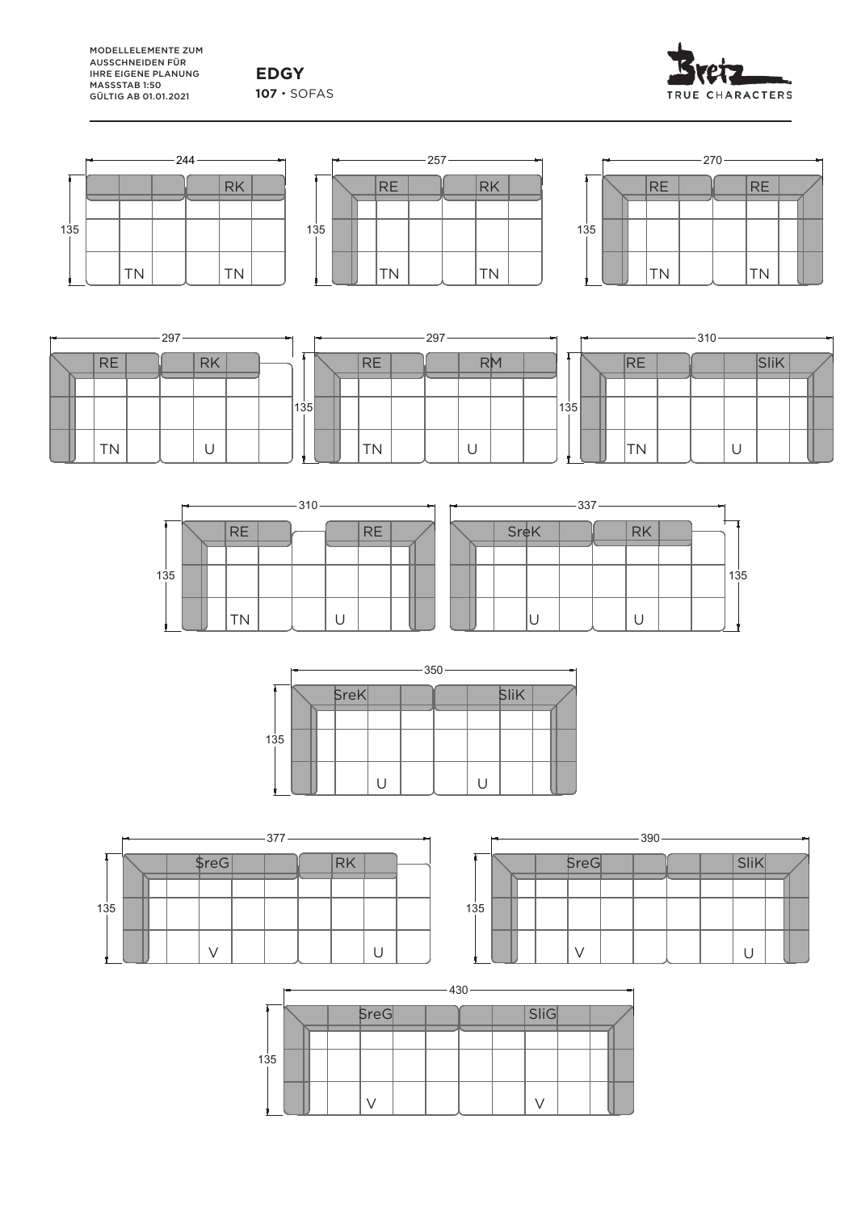MODELLELEMENTE ZUM AUSSCHNEIDEN FÜR IHRE EIGENE PLANUNG
MASSSTAB 1:50
GÜLTIG AB 01.01.2021

# EDGY

**107** • SOFAS

Bretz TRUE CHARACTERS

244 — RK — TN TN — 135

257 — RE RK — TN TN — 135

270 — RE RE — TN TN — 135

297 — RE RK — TN U

297 — RE RM — TN U — 135

310 — RE SliK — TN U — 135

310 — RE RE — TN U — 135

337 — SreK RK — U U — 135

350 — SreK SliK — U U — 135

377 — SreG RK — V U — 135

390 — SreG SliK — V U — 135

430 — SreG SliG — V V — 135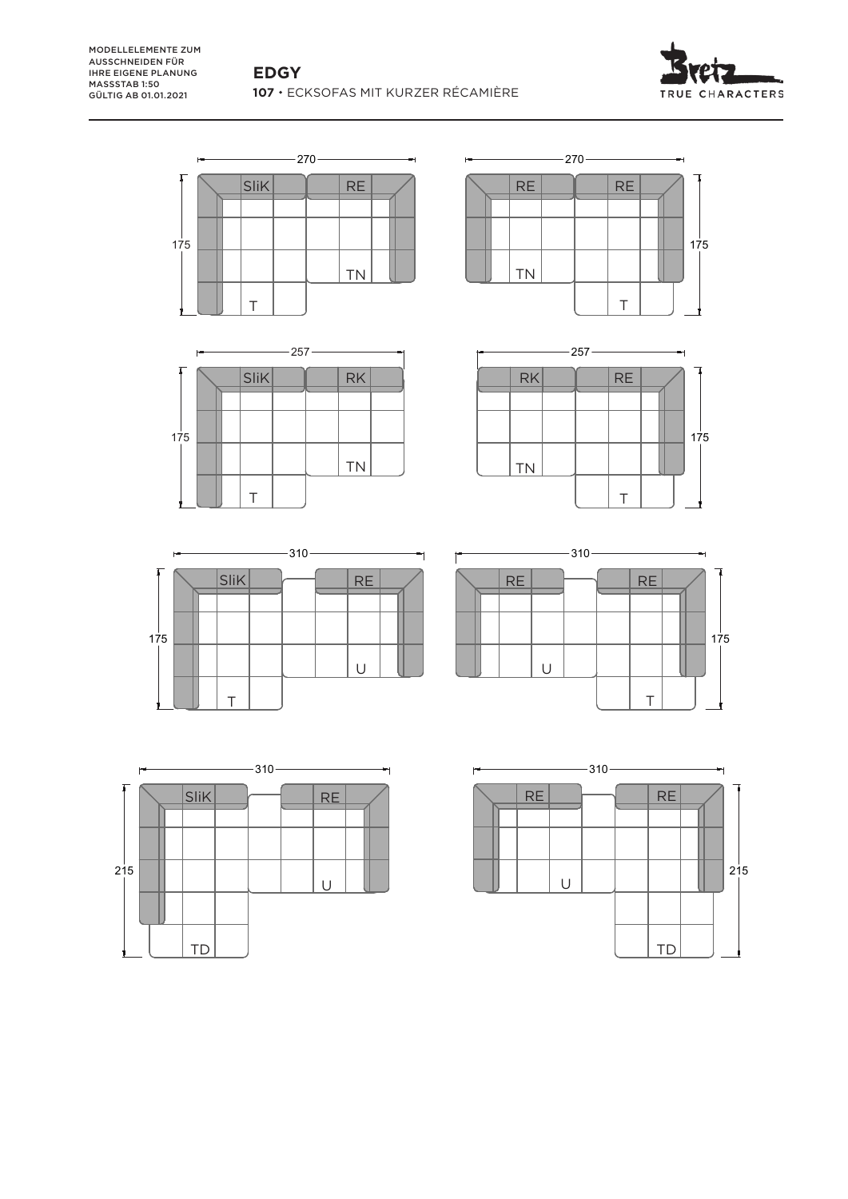MODELLELEMENTE ZUM AUSSCHNEIDEN FÜR IHRE EIGENE PLANUNG
MASSSTAB 1:50
GÜLTIG AB 01.01.2021

# EDGY

**107** • ECKSOFAS MIT KURZER RÉCAMIÈRE

270
SliK RE
175
TN
T

270
RE RE
175
TN
T

257
SliK RK
175
TN
T

257
RK RE
175
TN
T

310
SliK RE
175
U
T

310
RE RE
175
U
T

310
SliK RE
215
U
TD

310
RE RE
215
U
TD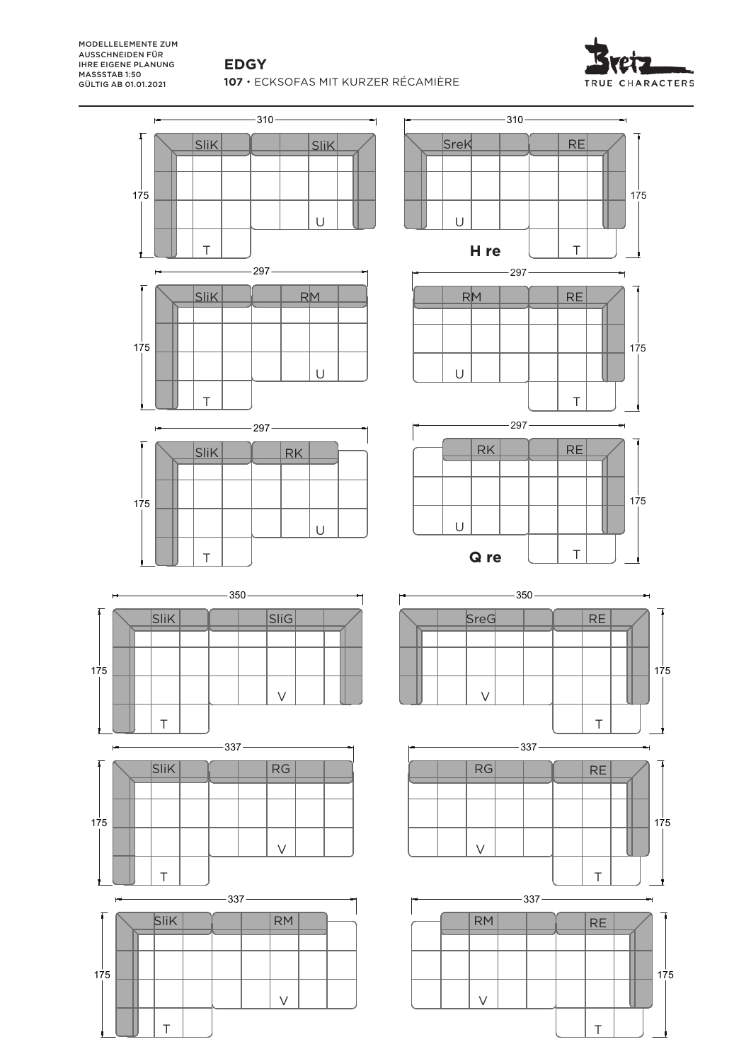MODELLELEMENTE ZUM AUSSCHNEIDEN FÜR IHRE EIGENE PLANUNG
MASSSTAB 1:50
GÜLTIG AB 01.01.2021

# EDGY

**107** • ECKSOFAS MIT KURZER RÉCAMIÈRE

TRUE CHARACTERS

310
SliK SliK
175
U
T

310
SreK RE
175
U
T
**H re**

297
SliK RM
175
U
T

297
RM RE
175
U
T

297
SliK RK
175
U
T

297
RK RE
175
U
T
**Q re**

350
SliK SliG
175
V
T

350
SreG RE
175
V
T

337
SliK RG
175
V
T

337
RG RE
175
V
T

337
SliK RM
175
V
T

337
RM RE
175
V
T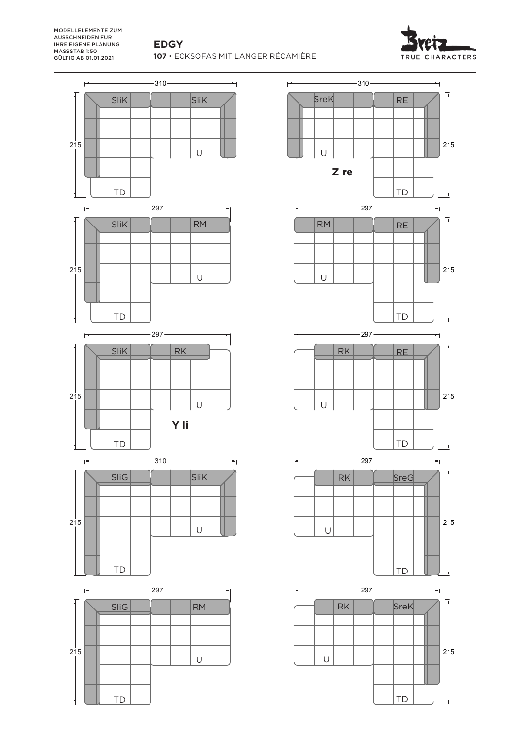MODELLELEMENTE ZUM AUSSCHNEIDEN FÜR IHRE EIGENE PLANUNG
MASSSTAB 1:50
GÜLTIG AB 01.01.2021

# EDGY

**107** • ECKSOFAS MIT LANGER RÉCAMIÈRE

Bretz TRUE CHARACTERS

310 — SliK — SliK — 215 — U — TD

310 — SreK — RE — 215 — U — **Z re** — TD

297 — SliK — RM — 215 — U — TD

297 — RM — RE — 215 — U — TD

297 — SliK — RK — 215 — U — **Y li** — TD

297 — RK — RE — 215 — U — TD

310 — SliG — SliK — 215 — U — TD

297 — RK — SreG — 215 — U — TD

297 — SliG — RM — 215 — U — TD

297 — RK — SreK — 215 — U — TD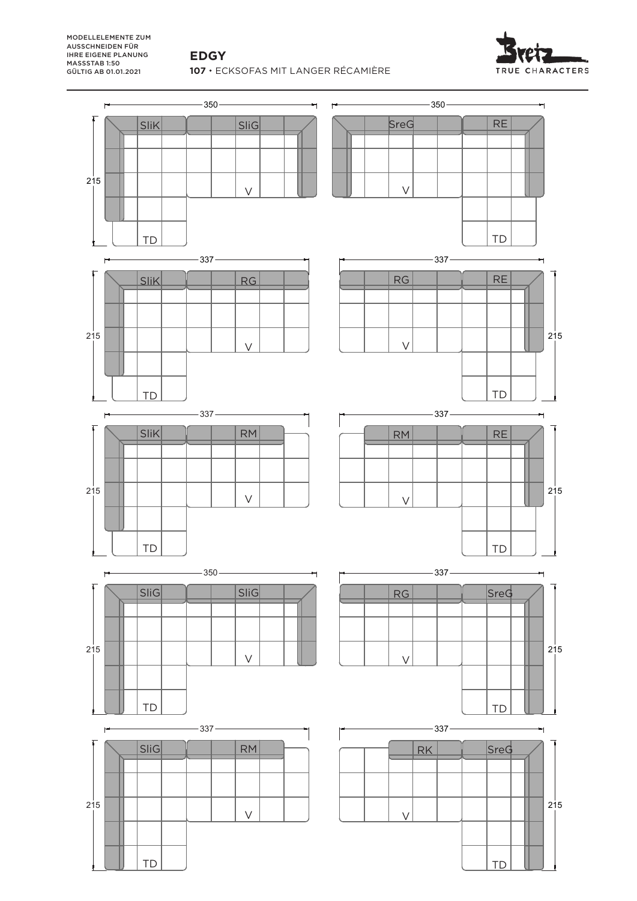MODELLELEMENTE ZUM AUSSCHNEIDEN FÜR IHRE EIGENE PLANUNG MASSSTAB 1:50 GÜLTIG AB 01.01.2021

# EDGY

**107** • ECKSOFAS MIT LANGER RÉCAMIÈRE

TRUE CHARACTERS

350
SliK SliG
215
V
TD

350
SreG RE
V
TD

337
SliK RG
215
V
TD

337
RG RE
215
V
TD

337
SliK RM
215
V
TD

337
RM RE
215
V
TD

350
SliG SliG
215
V
TD

337
RG SreG
215
V
TD

337
SliG RM
215
V
TD

337
RK SreG
215
V
TD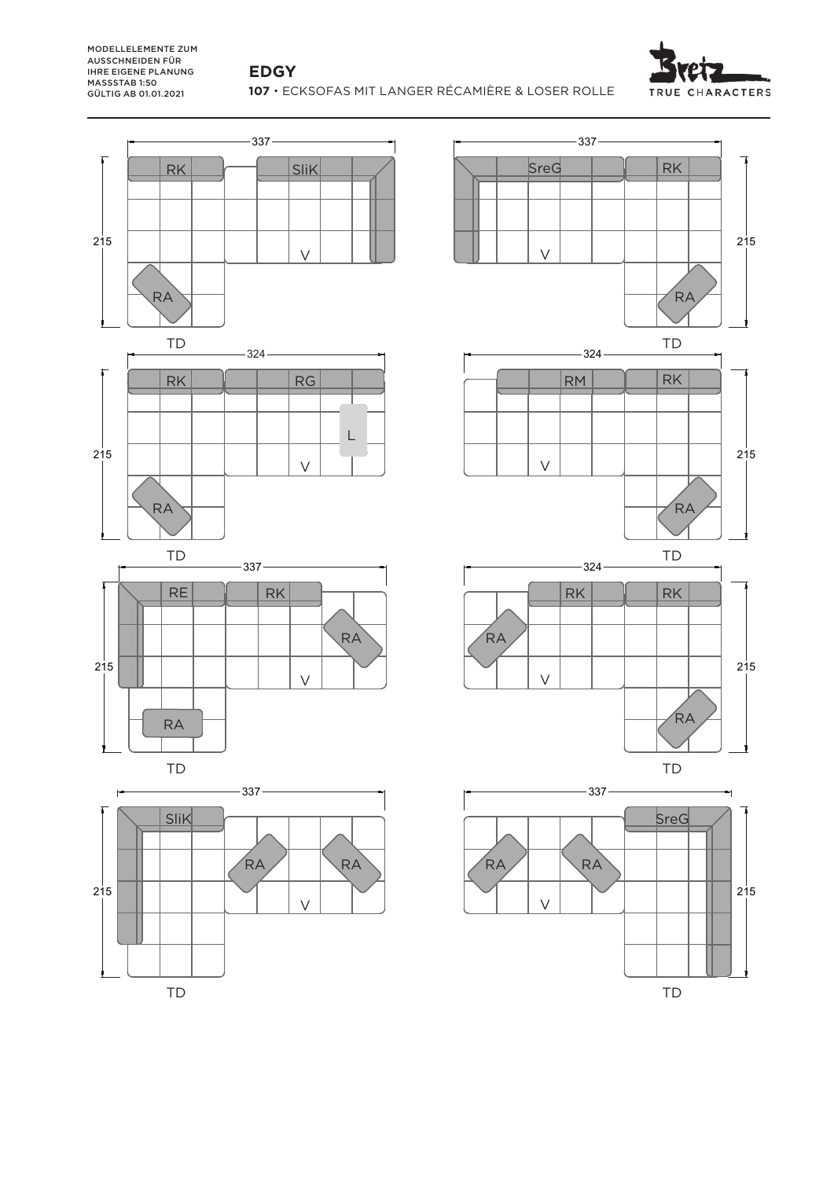MODELLELEMENTE ZUM AUSSCHNEIDEN FÜR IHRE EIGENE PLANUNG
MASSSTAB 1:50
GÜLTIG AB 01.01.2021

# EDGY

**107** • ECKSOFAS MIT LANGER RÉCAMIÈRE & LOSER ROLLE

Bretz TRUE CHARACTERS

337
RK SliK
215
V
RA
TD

337
SreG RK
215
V
RA
TD

324
RK RG
L
215
V
RA
TD

324
RM RK
215
V
RA
TD

337
RE RK
RA
215
V
RA
TD

324
RK RK
RA
215
V
RA
TD

337
SliK
RA RA
215
V
TD

337
SreG
RA RA
215
V
TD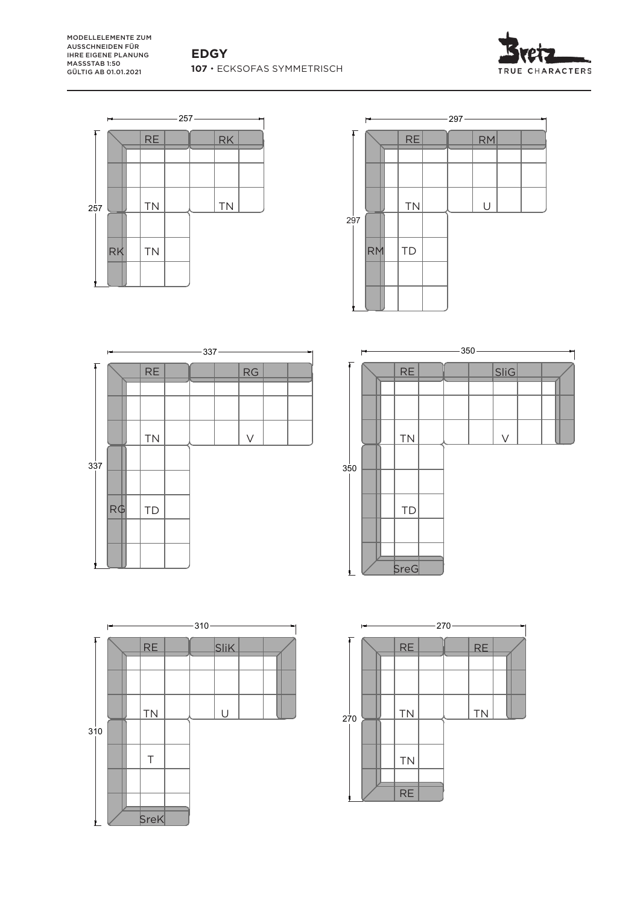MODELLELEMENTE ZUM AUSSCHNEIDEN FÜR IHRE EIGENE PLANUNG
MASSSTAB 1:50
GÜLTIG AB 01.01.2021

# EDGY

**107** • ECKSOFAS SYMMETRISCH

257

RE RK

TN TN

257

RK TN

297

RE RM

TN U

297

RM TD

337

RE RG

TN V

337

RG TD

350

RE SliG

TN V

350

TD

SreG

310

RE SliK

TN U

310

T

SreK

270

RE RE

TN TN

270

TN

RE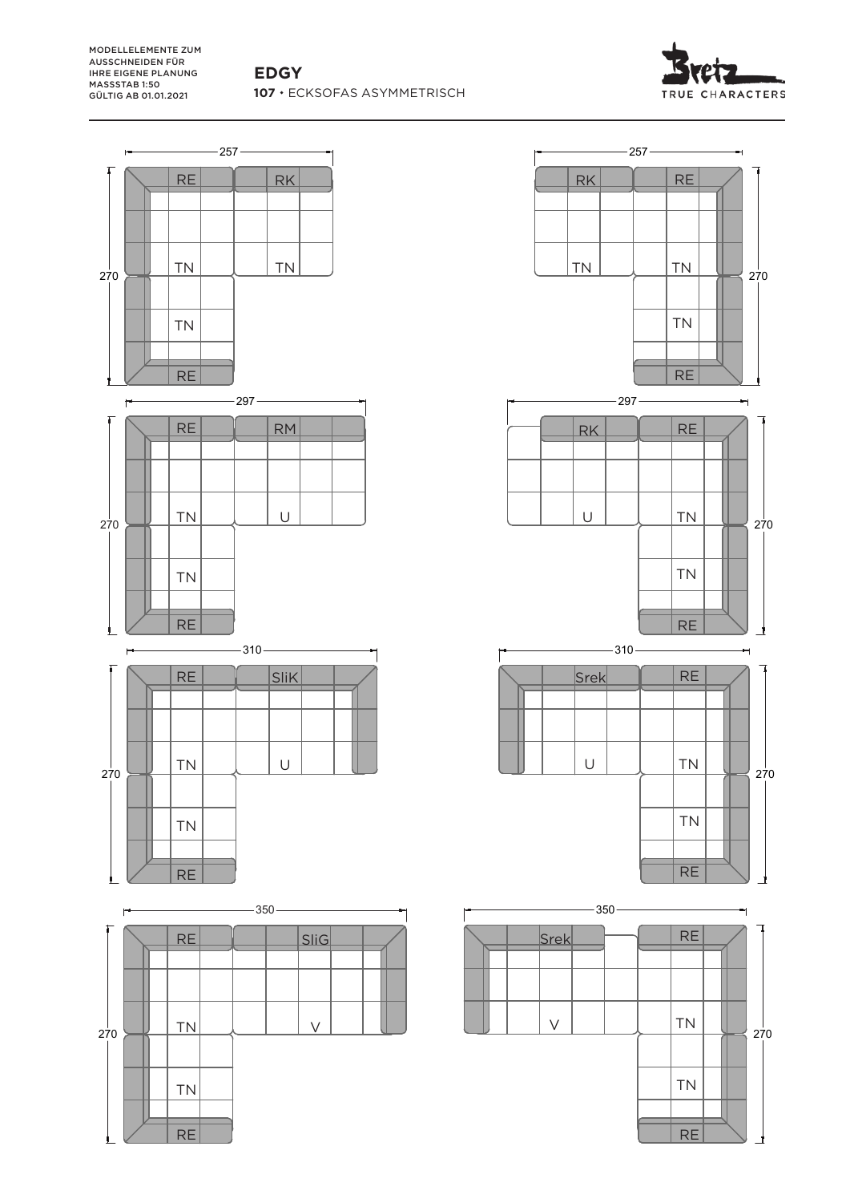MODELLELEMENTE ZUM AUSSCHNEIDEN FÜR IHRE EIGENE PLANUNG
MASSSTAB 1:50
GÜLTIG AB 01.01.2021

**EDGY**

**107** • ECKSOFAS ASYMMETRISCH

TRUE CHARACTERS

257

RE RK

TN TN

270

TN

RE

257

RK RE

TN TN

270

TN

RE

297

RE RM

TN U

270

TN

RE

297

RK RE

U TN

270

TN

RE

310

RE SliK

TN U

270

TN

RE

310

Srek RE

U TN

270

TN

RE

350

RE SliG

TN V

270

TN

RE

350

Srek RE

V TN

270

TN

RE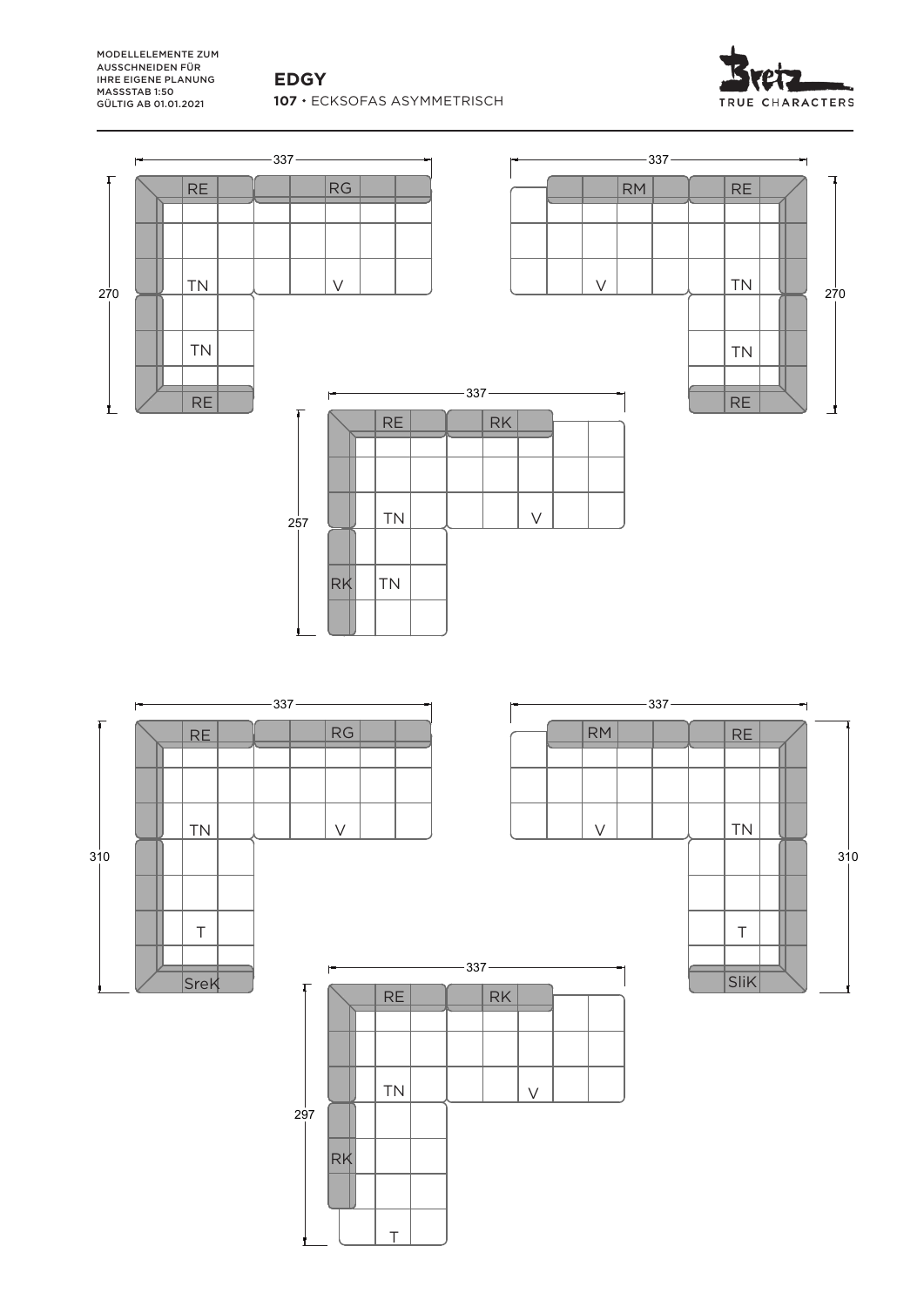MODELLELEMENTE ZUM AUSSCHNEIDEN FÜR IHRE EIGENE PLANUNG
MASSSTAB 1:50
GÜLTIG AB 01.01.2021

# EDGY

**107** • ECKSOFAS ASYMMETRISCH

Bretz TRUE CHARACTERS

337 — RE, RG, TN, V, TN, RE — 270

337 — RM, RE, V, TN, TN, RE — 270

337 — RE, RK, TN, V, RK, TN — 257

337 — RE, RG, TN, V, T, SreK — 310

337 — RM, RE, V, TN, T, SliK — 310

337 — RE, RK, TN, V, RK, T — 297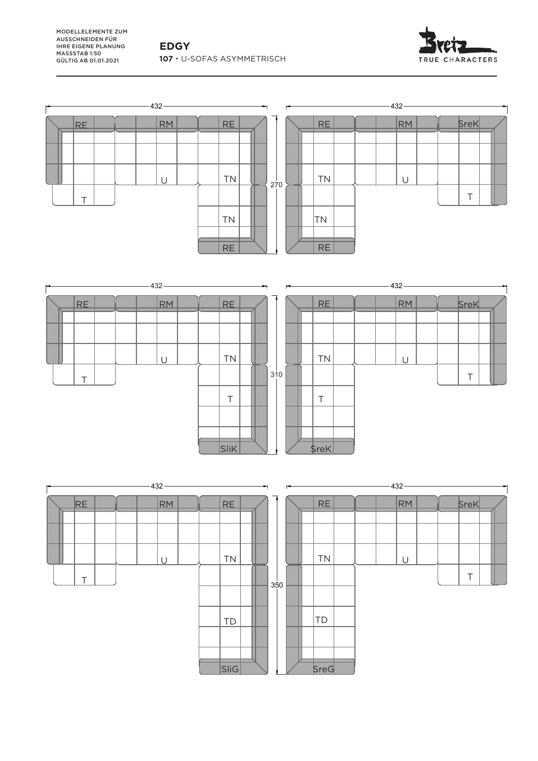MODELLELEMENTE ZUM AUSSCHNEIDEN FÜR IHRE EIGENE PLANUNG
MASSSTAB 1:50
GÜLTIG AB 01.01.2021

**EDGY**
**107** • U-SOFAS ASYMMETRISCH

Bretz TRUE CHARACTERS

432

RE RM RE

U TN

T

TN

RE

270

432

RE RM SreK

TN U

T

TN

RE

432

RE RM RE

U TN

T

T

SliK

310

432

RE RM SreK

TN U

T

T

SreK

432

RE RM RE

U TN

T

TD

SliG

350

432

RE RM SreK

TN U

T

TD

SreG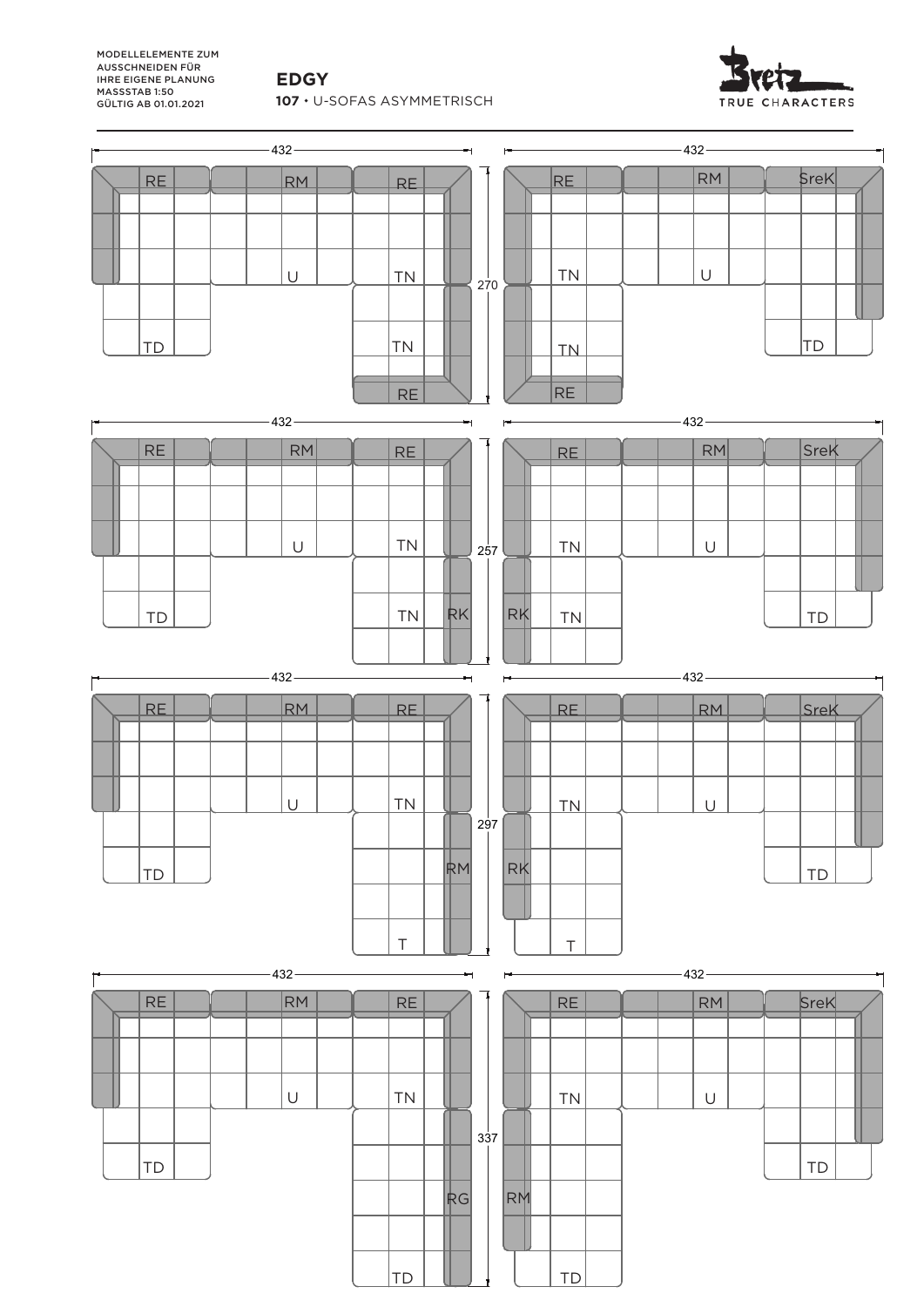MODELLELEMENTE ZUM AUSSCHNEIDEN FÜR IHRE EIGENE PLANUNG
MASSSTAB 1:50
GÜLTIG AB 01.01.2021

# EDGY

**107** • U-SOFAS ASYMMETRISCH

Bretz TRUE CHARACTERS

432

RE RM RE

U TN

TD TN

RE

270

432

RE RM SreK

TN U

TN TD

RE

432

RE RM RE

U TN

TD TN RK

257

432

RE RM SreK

TN U

RK TN TD

432

RE RM RE

U TN

TD RM

T

297

432

RE RM SreK

TN U

RK TD

T

432

RE RM RE

U TN

TD RG

TD

337

432

RE RM SreK

TN U

TD

RM

TD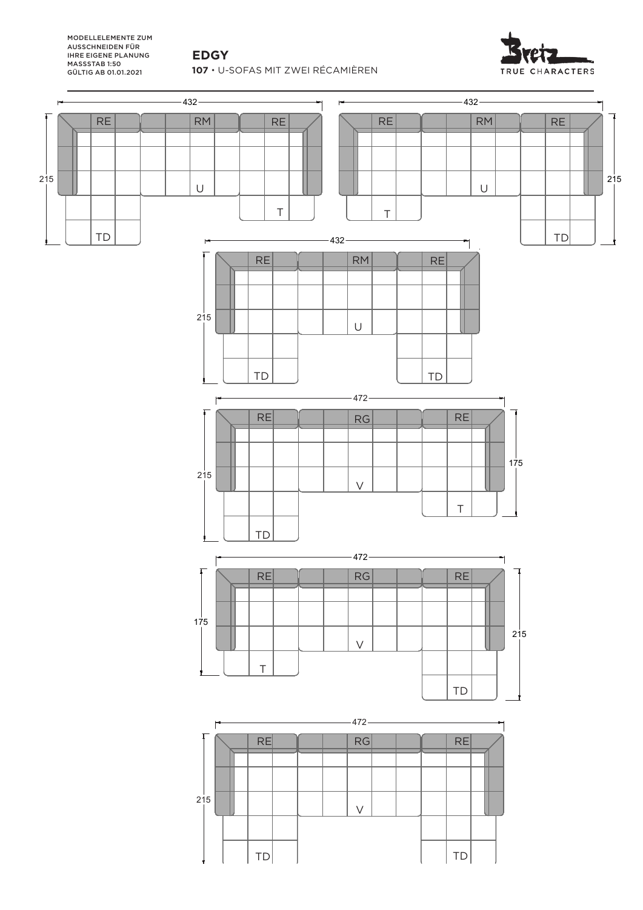MODELLELEMENTE ZUM AUSSCHNEIDEN FÜR IHRE EIGENE PLANUNG
MASSSTAB 1:50
GÜLTIG AB 01.01.2021

# EDGY

**107** • U-SOFAS MIT ZWEI RÉCAMIÈREN

432
RE RM RE
215
U
T
TD

432
RE RM RE
215
U
T
TD

432
RE RM RE
215
U
TD TD

472
RE RG RE
215
175
V
T
TD

472
RE RG RE
175
215
V
T
TD

472
RE RG RE
215
V
TD TD